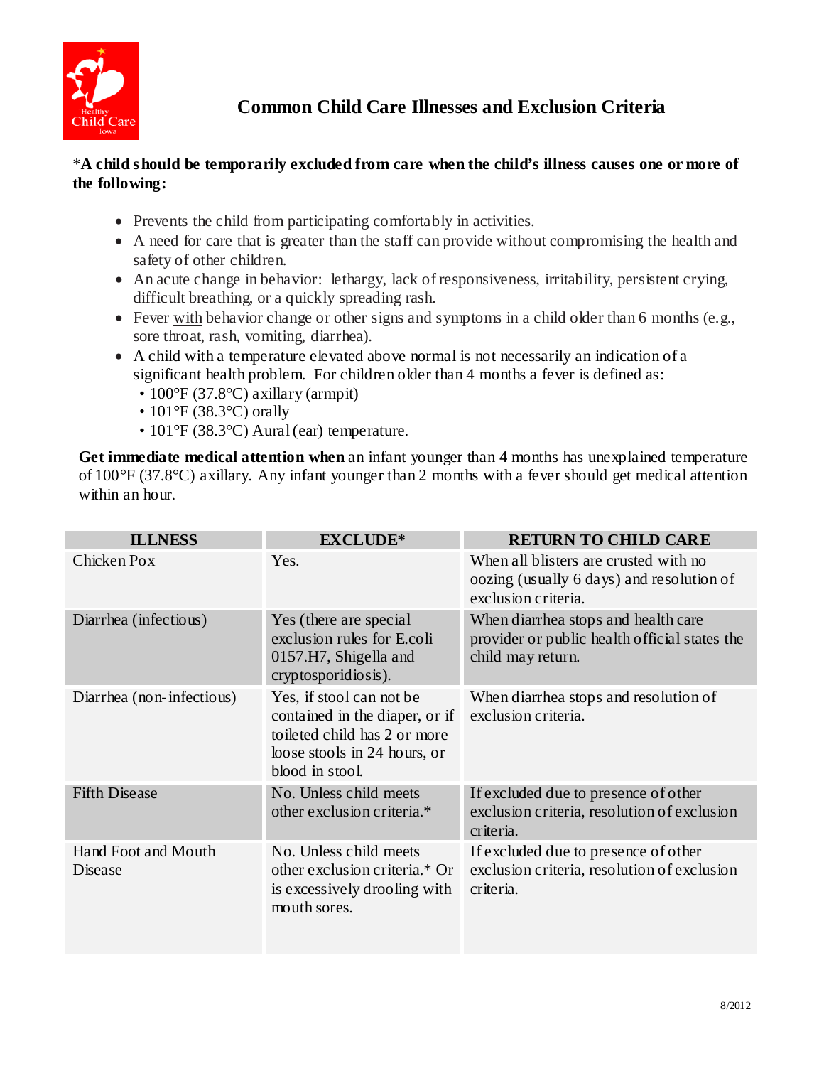// Common Child Care Illnesses and Exclusion Criteria

*A child should be temporarily excluded from care when the child's illness causes one or more of the following:**

- Prevents the child from participating comfortably in activities.
- A need for care that is greater than the staff can provide without compromising the health and safety of other children.
- An acute change in behavior: lethargy, lack of responsiveness, irritability, persistent crying, difficult breathing, or a quickly spreading rash.
- Fever with behavior change or other signs and symptoms in a child older than 6 months (e.g., sore throat, rash, vomiting, diarrhea).
- A child with a temperature elevated above normal is not necessarily an indication of a significant health problem. For children older than 4 months a fever is defined as:
  - 100°F (37.8°C) axillary (armpit)
  - 101°F (38.3°C) orally
  - 101°F (38.3°C) Aural (ear) temperature.

**Get immediate medical attention when** an infant younger than 4 months has unexplained temperature of 100°F (37.8°C) axillary. Any infant younger than 2 months with a fever should get medical attention within an hour.

| ILLNESS | EXCLUDE* | RETURN TO CHILD CARE |
|---|---|---|
| Chicken Pox | Yes. | When all blisters are crusted with no oozing (usually 6 days) and resolution of exclusion criteria. |
| Diarrhea (infectious) | Yes (there are special exclusion rules for E.coli 0157.H7, Shigella and cryptosporidiosis). | When diarrhea stops and health care provider or public health official states the child may return. |
| Diarrhea (non-infectious) | Yes, if stool can not be contained in the diaper, or if toileted child has 2 or more loose stools in 24 hours, or blood in stool. | When diarrhea stops and resolution of exclusion criteria. |
| Fifth Disease | No. Unless child meets other exclusion criteria.* | If excluded due to presence of other exclusion criteria, resolution of exclusion criteria. |
| Hand Foot and Mouth Disease | No. Unless child meets other exclusion criteria.* Or is excessively drooling with mouth sores. | If excluded due to presence of other exclusion criteria, resolution of exclusion criteria. |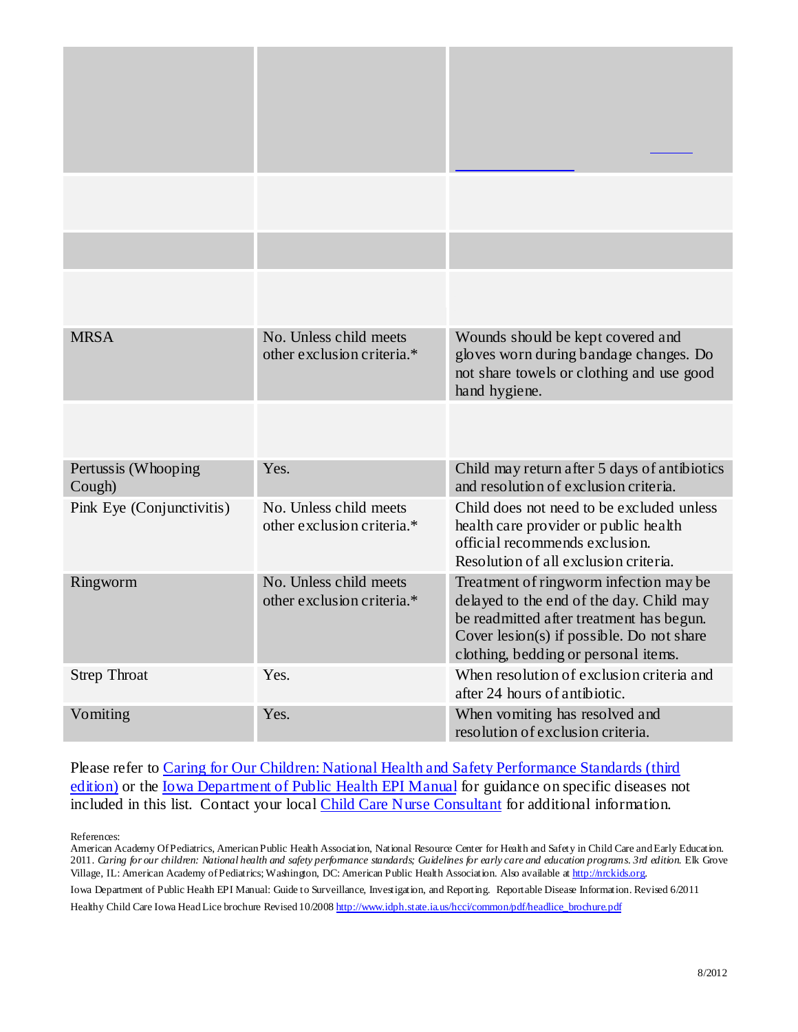| | | |
|---|---|---|
| MRSA | No. Unless child meets other exclusion criteria.* | Wounds should be kept covered and gloves worn during bandage changes. Do not share towels or clothing and use good hand hygiene. |
| Pertussis (Whooping Cough) | Yes. | Child may return after 5 days of antibiotics and resolution of exclusion criteria. |
| Pink Eye (Conjunctivitis) | No. Unless child meets other exclusion criteria.* | Child does not need to be excluded unless health care provider or public health official recommends exclusion. Resolution of all exclusion criteria. |
| Ringworm | No. Unless child meets other exclusion criteria.* | Treatment of ringworm infection may be delayed to the end of the day. Child may be readmitted after treatment has begun. Cover lesion(s) if possible. Do not share clothing, bedding or personal items. |
| Strep Throat | Yes. | When resolution of exclusion criteria and after 24 hours of antibiotic. |
| Vomiting | Yes. | When vomiting has resolved and resolution of exclusion criteria. |

Please refer to Caring for Our Children: National Health and Safety Performance Standards (third edition) or the Iowa Department of Public Health EPI Manual for guidance on specific diseases not included in this list. Contact your local Child Care Nurse Consultant for additional information.

References:

American Academy Of Pediatrics, American Public Health Association, National Resource Center for Health and Safety in Child Care and Early Education. 2011. *Caring for our children: National health and safety performance standards; Guidelines for early care and education programs. 3rd edition.* Elk Grove Village, IL: American Academy of Pediatrics; Washington, DC: American Public Health Association. Also available at http://nrckids.org.

Iowa Department of Public Health EPI Manual: Guide to Surveillance, Investigation, and Reporting. Reportable Disease Information. Revised 6/2011

Healthy Child Care Iowa Head Lice brochure Revised 10/2008 http://www.idph.state.ia.us/hcci/common/pdf/headlice_brochure.pdf

8/2012